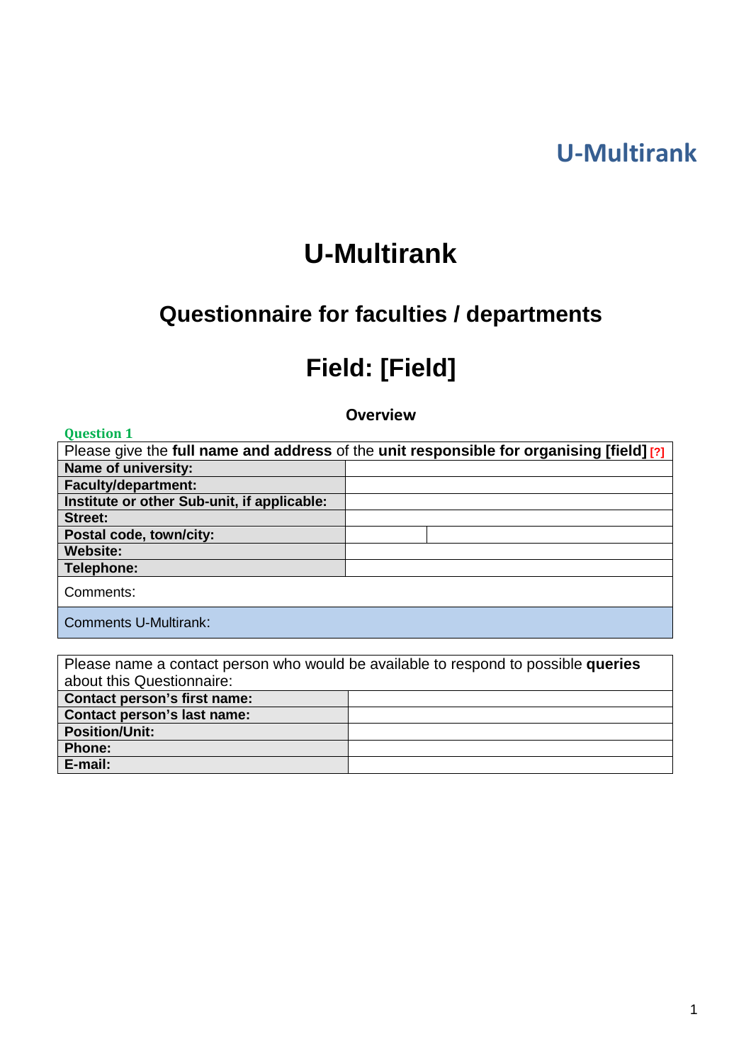U-Multirank

# U-Multirank

## Questionnaire for faculties / departments

## Field: [Field]

### Overview

**Question 1**

| Please give the **full name and address** of the **unit responsible for organising [field]** [?] | | |
|---|---|---|
| **Name of university:** | | |
| **Faculty/department:** | | |
| **Institute or other Sub-unit, if applicable:** | | |
| **Street:** | | |
| **Postal code, town/city:** | | |
| **Website:** | | |
| **Telephone:** | | |
| Comments: | | |
| Comments U-Multirank: | | |

| Please name a contact person who would be available to respond to possible **queries** about this Questionnaire: | |
|---|---|
| **Contact person's first name:** | |
| **Contact person's last name:** | |
| **Position/Unit:** | |
| **Phone:** | |
| **E-mail:** | |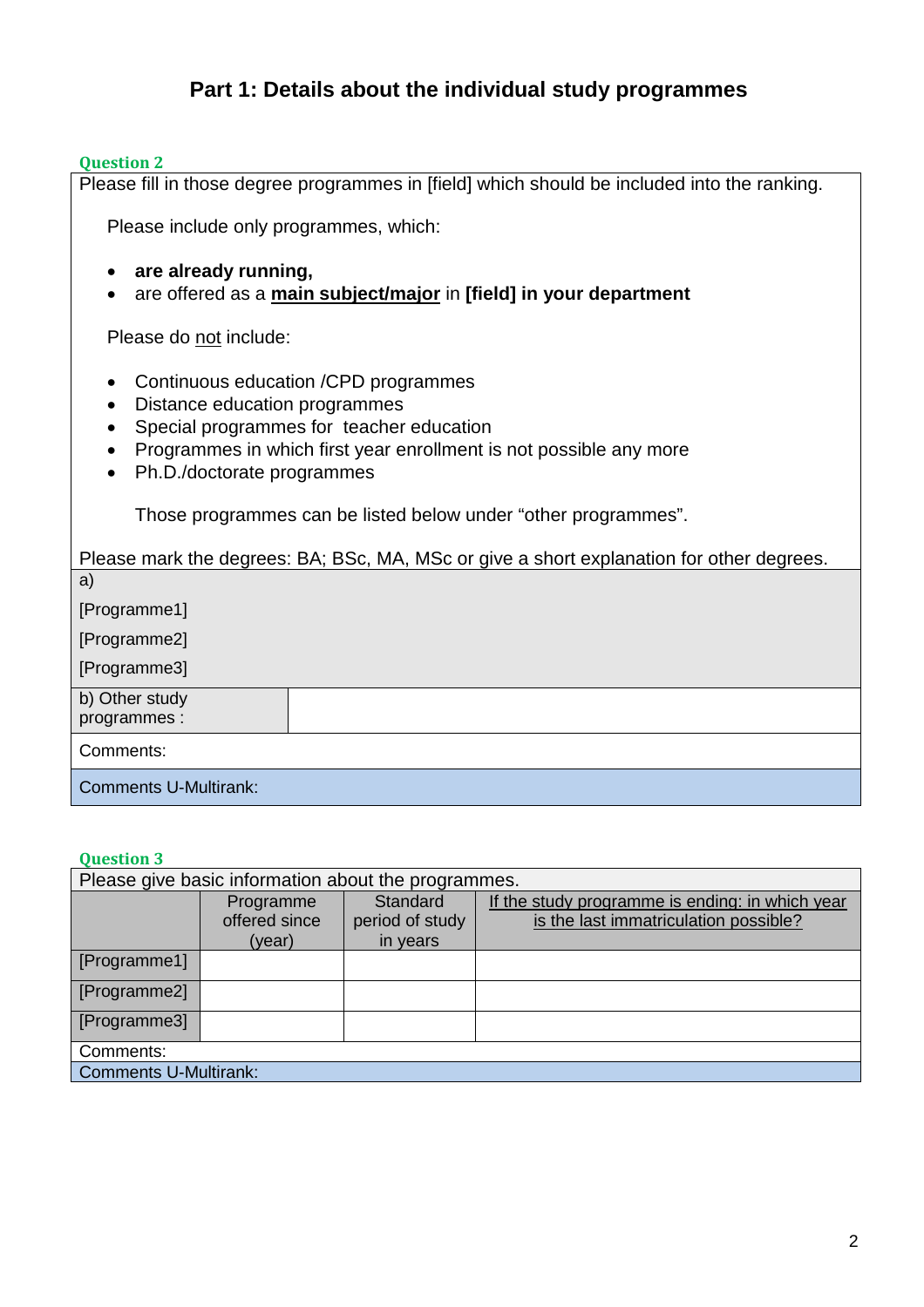# Part 1: Details about the individual study programmes

**Question 2**

Please fill in those degree programmes in [field] which should be included into the ranking.

Please include only programmes, which:

- **are already running,**
- are offered as a **main subject/major** in **[field] in your department**

Please do not include:

- Continuous education /CPD programmes
- Distance education programmes
- Special programmes for teacher education
- Programmes in which first year enrollment is not possible any more
- Ph.D./doctorate programmes

Those programmes can be listed below under "other programmes".

Please mark the degrees: BA; BSc, MA, MSc or give a short explanation for other degrees.

a)

[Programme1]

[Programme2]

[Programme3]

| b) Other study programmes : | |
|---|---|

Comments:

Comments U-Multirank:

**Question 3**

Please give basic information about the programmes.

| | Programme offered since (year) | Standard period of study in years | If the study programme is ending: in which year is the last immatriculation possible? |
|---|---|---|---|
| [Programme1] | | | |
| [Programme2] | | | |
| [Programme3] | | | |

Comments:

Comments U-Multirank: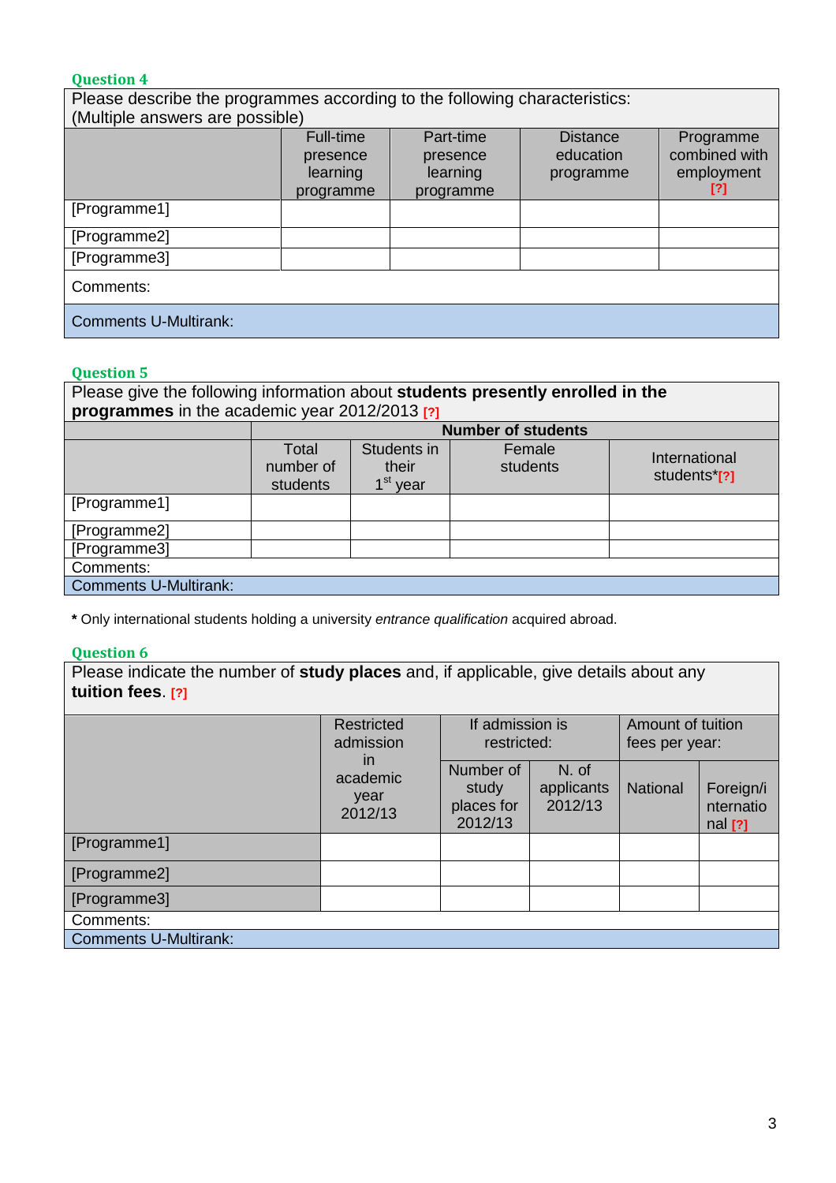### Question 4

| Please describe the programmes according to the following characteristics: (Multiple answers are possible) | | | | |
|---|---|---|---|---|
| | Full-time presence learning programme | Part-time presence learning programme | Distance education programme | Programme combined with employment [?] |
| [Programme1] | | | | |
| [Programme2] | | | | |
| [Programme3] | | | | |
| Comments: | | | | |
| Comments U-Multirank: | | | | |

### Question 5

| Please give the following information about **students presently enrolled in the programmes** in the academic year 2012/2013 [?] | | | | |
|---|---|---|---|---|
| | **Number of students** | | | |
| | Total number of students | Students in their 1st year | Female students | International students*[?] |
| [Programme1] | | | | |
| [Programme2] | | | | |
| [Programme3] | | | | |
| Comments: | | | | |
| Comments U-Multirank: | | | | |

**\*** Only international students holding a university *entrance qualification* acquired abroad.

### Question 6

| Please indicate the number of **study places** and, if applicable, give details about any **tuition fees**. [?] | | | | | |
|---|---|---|---|---|---|
| | Restricted admission in academic year 2012/13 | If admission is restricted: | | Amount of tuition fees per year: | |
| | | Number of study places for 2012/13 | N. of applicants 2012/13 | National | Foreign/international [?] |
| [Programme1] | | | | | |
| [Programme2] | | | | | |
| [Programme3] | | | | | |
| Comments: | | | | | |
| Comments U-Multirank: | | | | | |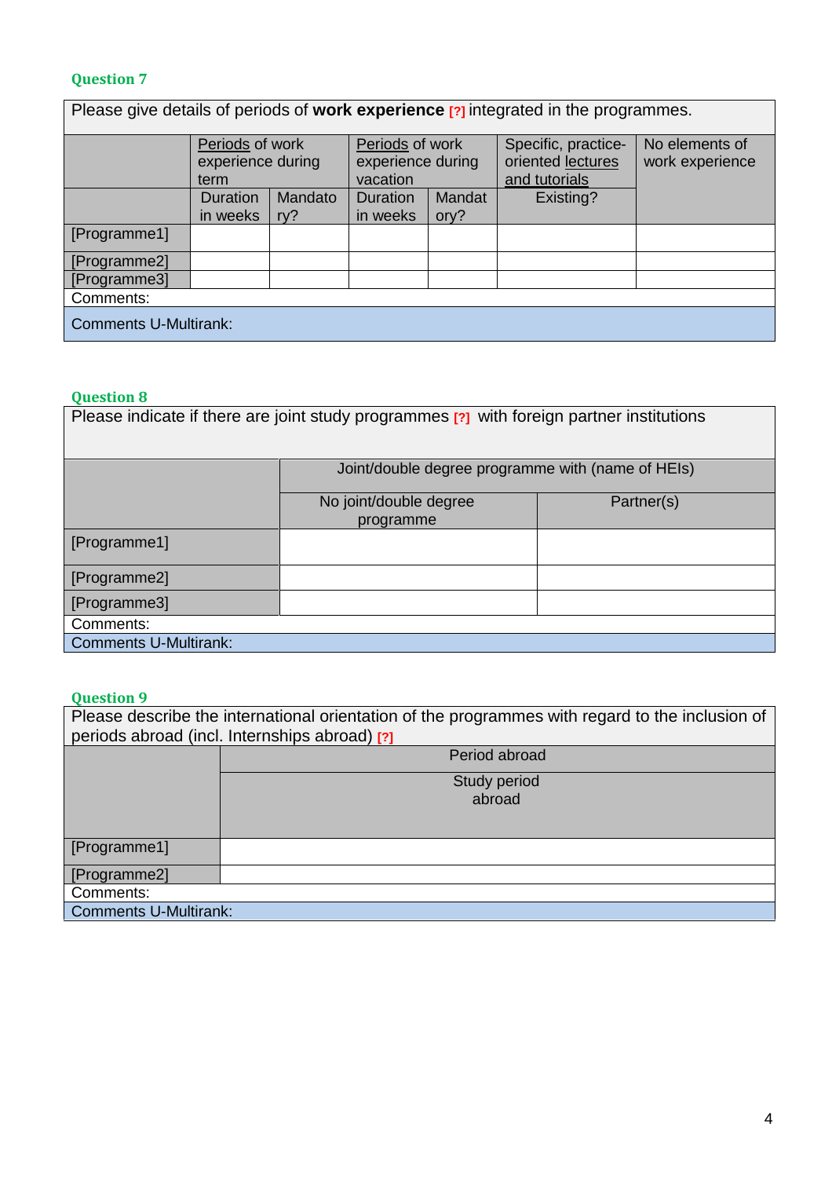### Question 7

| Please give details of periods of **work experience** [?] integrated in the programmes. | | | | | | |
|---|---|---|---|---|---|---|
| | Periods of work experience during term | | Periods of work experience during vacation | | Specific, practice-oriented lectures and tutorials | No elements of work experience |
| | Duration in weeks | Mandatory? | Duration in weeks | Mandatory? | Existing? | |
| [Programme1] | | | | | | |
| [Programme2] | | | | | | |
| [Programme3] | | | | | | |
| Comments: | | | | | | |
| Comments U-Multirank: | | | | | | |

### Question 8

| Please indicate if there are joint study programmes [?] with foreign partner institutions | | |
|---|---|---|
| | Joint/double degree programme with (name of HEIs) | |
| | No joint/double degree programme | Partner(s) |
| [Programme1] | | |
| [Programme2] | | |
| [Programme3] | | |
| Comments: | | |
| Comments U-Multirank: | | |

### Question 9

| Please describe the international orientation of the programmes with regard to the inclusion of periods abroad (incl. Internships abroad) [?] | |
|---|---|
| | Period abroad |
| | Study period abroad |
| [Programme1] | |
| [Programme2] | |
| Comments: | |
| Comments U-Multirank: | |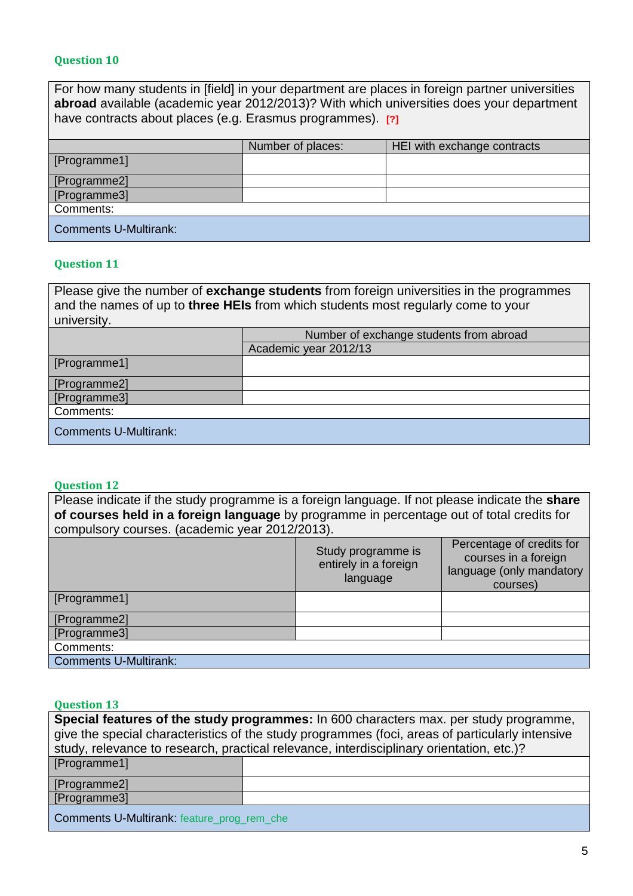### Question 10

For how many students in [field] in your department are places in foreign partner universities **abroad** available (academic year 2012/2013)? With which universities does your department have contracts about places (e.g. Erasmus programmes). [?]

| | Number of places: | HEI with exchange contracts |
|---|---|---|
| [Programme1] | | |
| [Programme2] | | |
| [Programme3] | | |
| Comments: | | |
| Comments U-Multirank: | | |

### Question 11

Please give the number of **exchange students** from foreign universities in the programmes and the names of up to **three HEIs** from which students most regularly come to your university.

| | Number of exchange students from abroad |
|---|---|
| | Academic year 2012/13 |
| [Programme1] | |
| [Programme2] | |
| [Programme3] | |
| Comments: | |
| Comments U-Multirank: | |

### Question 12

Please indicate if the study programme is a foreign language. If not please indicate the **share of courses held in a foreign language** by programme in percentage out of total credits for compulsory courses. (academic year 2012/2013).

| | Study programme is entirely in a foreign language | Percentage of credits for courses in a foreign language (only mandatory courses) |
|---|---|---|
| [Programme1] | | |
| [Programme2] | | |
| [Programme3] | | |
| Comments: | | |
| Comments U-Multirank: | | |

### Question 13

**Special features of the study programmes:** In 600 characters max. per study programme, give the special characteristics of the study programmes (foci, areas of particularly intensive study, relevance to research, practical relevance, interdisciplinary orientation, etc.)?

| | |
|---|---|
| [Programme1] | |
| [Programme2] | |
| [Programme3] | |
| Comments U-Multirank: feature_prog_rem_che | |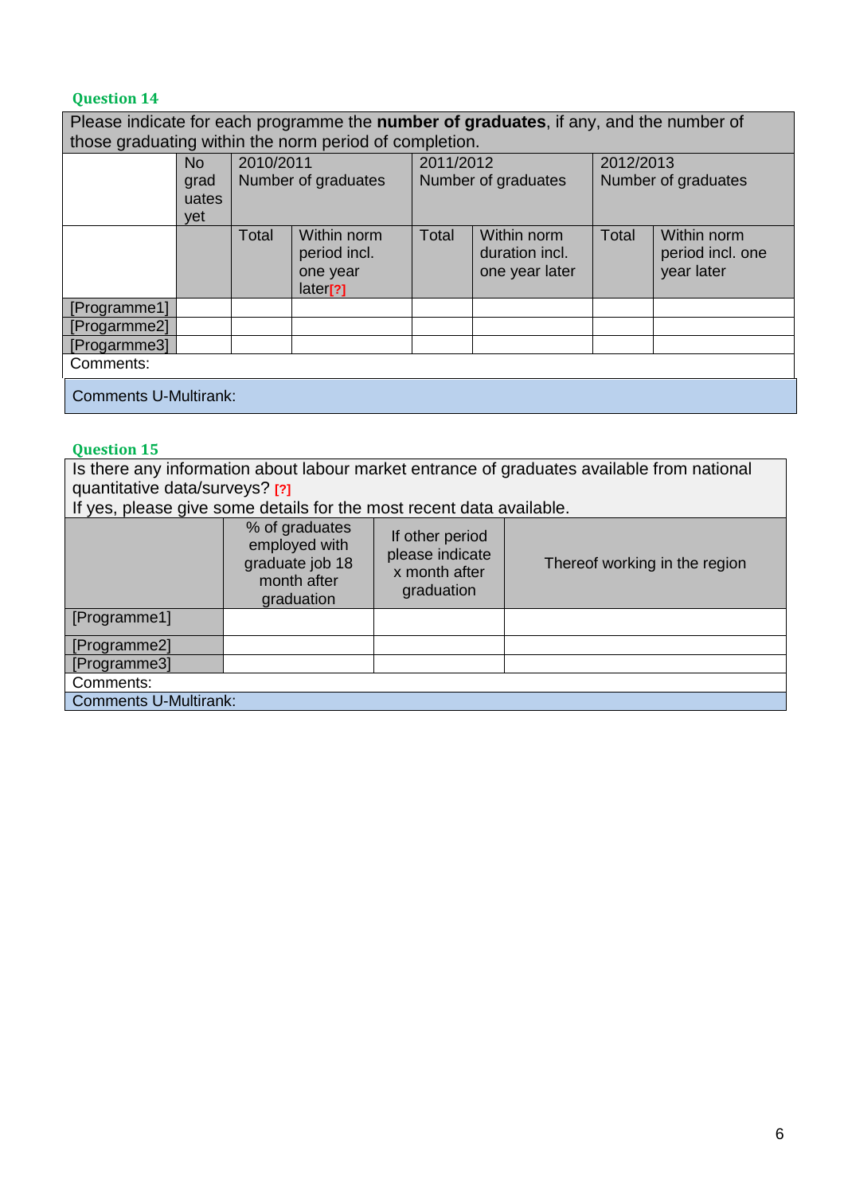**Question 14**

| Please indicate for each programme the **number of graduates**, if any, and the number of those graduating within the norm period of completion. | | | | | | | |
|---|---|---|---|---|---|---|---|
| | No graduates yet | 2010/2011 Number of graduates | | 2011/2012 Number of graduates | | 2012/2013 Number of graduates | |
| | | Total | Within norm period incl. one year later[?] | Total | Within norm duration incl. one year later | Total | Within norm period incl. one year later |
| [Programme1] | | | | | | | |
| [Progarmme2] | | | | | | | |
| [Progarmme3] | | | | | | | |
| Comments: | | | | | | | |
| Comments U-Multirank: | | | | | | | |

**Question 15**

| Is there any information about labour market entrance of graduates available from national quantitative data/surveys? [?] If yes, please give some details for the most recent data available. | | | |
|---|---|---|---|
| | % of graduates employed with graduate job 18 month after graduation | If other period please indicate x month after graduation | Thereof working in the region |
| [Programme1] | | | |
| [Programme2] | | | |
| [Programme3] | | | |
| Comments: | | | |
| Comments U-Multirank: | | | |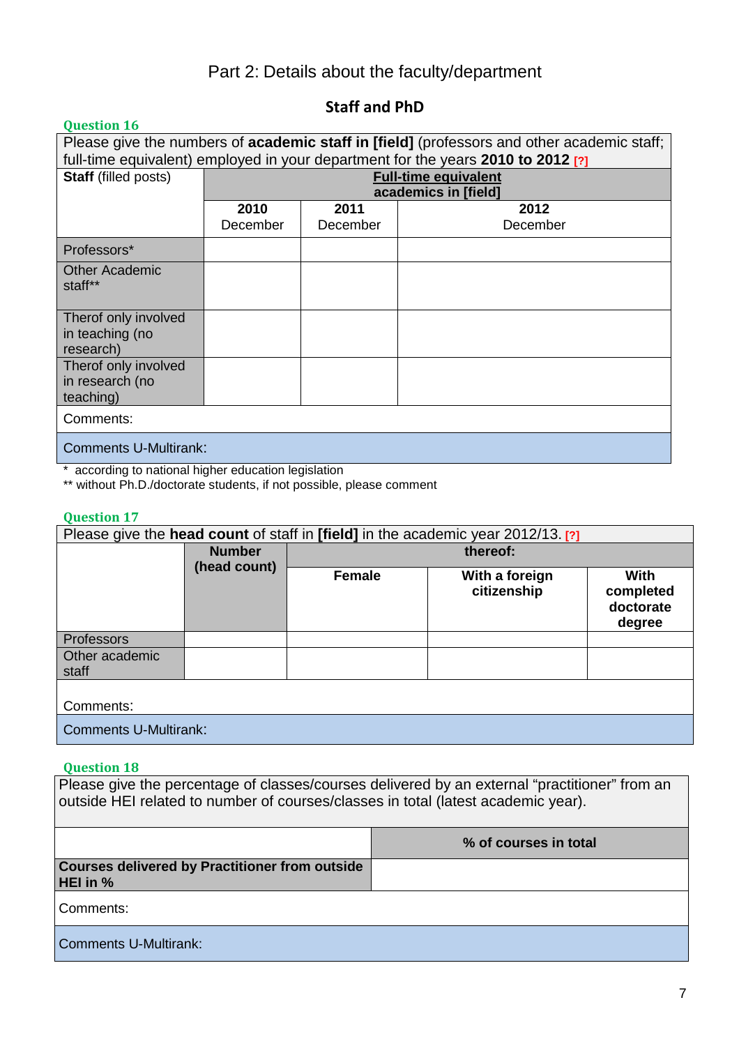# Part 2: Details about the faculty/department

## Staff and PhD

**Question 16**

Please give the numbers of **academic staff in [field]** (professors and other academic staff; full-time equivalent) employed in your department for the years **2010 to 2012** [?]

| **Staff** (filled posts) | **Full-time equivalent academics in [field]** | | |
|---|---|---|---|
| | **2010** December | **2011** December | **2012** December |
| Professors* | | | |
| Other Academic staff** | | | |
| Therof only involved in teaching (no research) | | | |
| Therof only involved in research (no teaching) | | | |
| Comments: | | | |
| Comments U-Multirank: | | | |

\* according to national higher education legislation
** without Ph.D./doctorate students, if not possible, please comment

**Question 17**

Please give the **head count** of staff in **[field]** in the academic year 2012/13. [?]

| | **Number (head count)** | **thereof:** | | |
|---|---|---|---|---|
| | | **Female** | **With a foreign citizenship** | **With completed doctorate degree** |
| Professors | | | | |
| Other academic staff | | | | |
| Comments: | | | | |
| Comments U-Multirank: | | | | |

**Question 18**

Please give the percentage of classes/courses delivered by an external "practitioner" from an outside HEI related to number of courses/classes in total (latest academic year).

| | **% of courses in total** |
|---|---|
| **Courses delivered by Practitioner from outside HEI in %** | |
| Comments: | |
| Comments U-Multirank: | |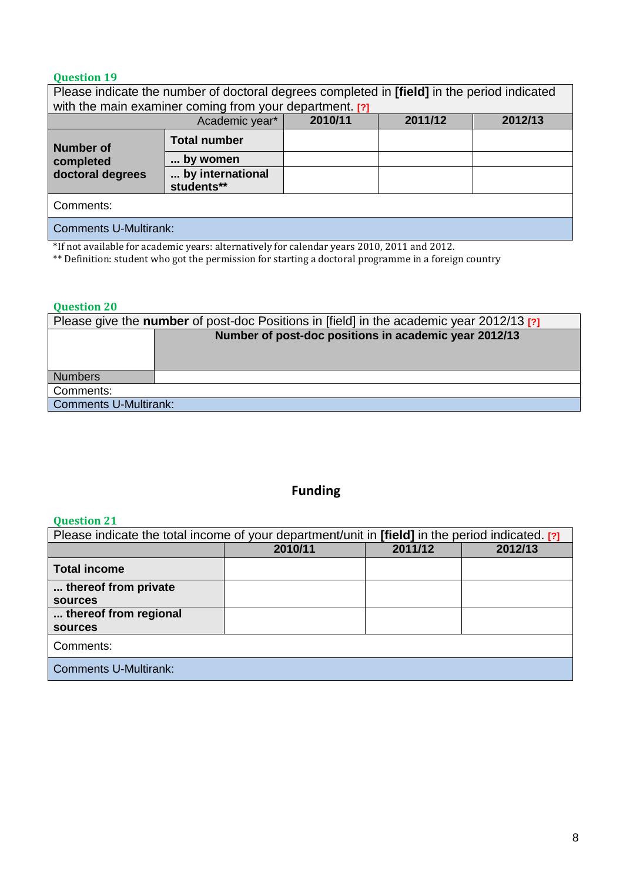**Question 19**

Please indicate the number of doctoral degrees completed in **[field]** in the period indicated with the main examiner coming from your department. [?]

| | Academic year* | 2010/11 | 2011/12 | 2012/13 |
|---|---|---|---|---|
| **Number of completed doctoral degrees** | **Total number** | | | |
| | **... by women** | | | |
| | **... by international students**** | | | |
| Comments: | | | | |
| Comments U-Multirank: | | | | |

*If not available for academic years: alternatively for calendar years 2010, 2011 and 2012.
** Definition: student who got the permission for starting a doctoral programme in a foreign country

**Question 20**

Please give the **number** of post-doc Positions in [field] in the academic year 2012/13 [?]

| | **Number of post-doc positions in academic year 2012/13** |
|---|---|
| Numbers | |
| Comments: | |
| Comments U-Multirank: | |

## Funding

**Question 21**

Please indicate the total income of your department/unit in **[field]** in the period indicated. [?]

| | 2010/11 | 2011/12 | 2012/13 |
|---|---|---|---|
| **Total income** | | | |
| **... thereof from private sources** | | | |
| **... thereof from regional sources** | | | |
| Comments: | | | |
| Comments U-Multirank: | | | |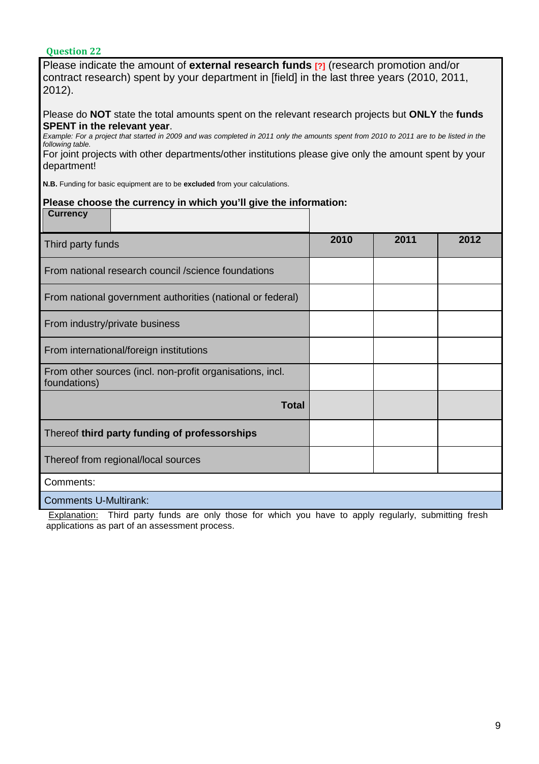**Question 22**

Please indicate the amount of **external research funds** [?] (research promotion and/or contract research) spent by your department in [field] in the last three years (2010, 2011, 2012).

Please do **NOT** state the total amounts spent on the relevant research projects but **ONLY** the **funds SPENT in the relevant year**.

*Example: For a project that started in 2009 and was completed in 2011 only the amounts spent from 2010 to 2011 are to be listed in the following table.*

For joint projects with other departments/other institutions please give only the amount spent by your department!

**N.B.** Funding for basic equipment are to be **excluded** from your calculations.

**Please choose the currency in which you'll give the information:**

| **Currency** | |
|---|---|

| Third party funds | **2010** | **2011** | **2012** |
|---|---|---|---|
| From national research council /science foundations | | | |
| From national government authorities (national or federal) | | | |
| From industry/private business | | | |
| From international/foreign institutions | | | |
| From other sources (incl. non-profit organisations, incl. foundations) | | | |
| **Total** | | | |
| Thereof **third party funding of professorships** | | | |
| Thereof from regional/local sources | | | |

Comments:

Comments U-Multirank:

Explanation: Third party funds are only those for which you have to apply regularly, submitting fresh applications as part of an assessment process.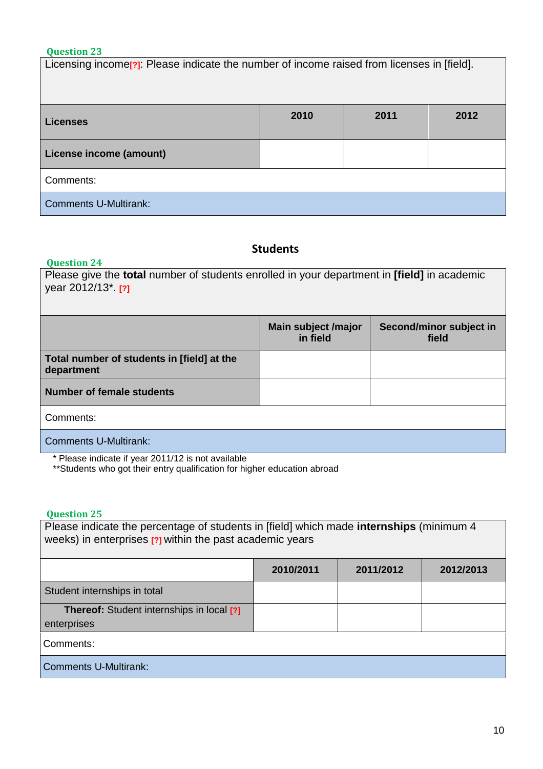**Question 23**

| Licensing income[?]: Please indicate the number of income raised from licenses in [field]. | | | |
|---|---|---|---|
| **Licenses** | **2010** | **2011** | **2012** |
| **License income (amount)** | | | |
| Comments: | | | |
| Comments U-Multirank: | | | |

## Students

**Question 24**

| Please give the **total** number of students enrolled in your department in **[field]** in academic year 2012/13*. [?] | | |
|---|---|---|
| | **Main subject /major in field** | **Second/minor subject in field** |
| **Total number of students in [field] at the department** | | |
| **Number of female students** | | |
| Comments: | | |
| Comments U-Multirank: | | |

* Please indicate if year 2011/12 is not available
**Students who got their entry qualification for higher education abroad

**Question 25**

| Please indicate the percentage of students in [field] which made **internships** (minimum 4 weeks) in enterprises [?] within the past academic years | | | |
|---|---|---|---|
| | **2010/2011** | **2011/2012** | **2012/2013** |
| Student internships in total | | | |
| **Thereof:** Student internships in local [?] enterprises | | | |
| Comments: | | | |
| Comments U-Multirank: | | | |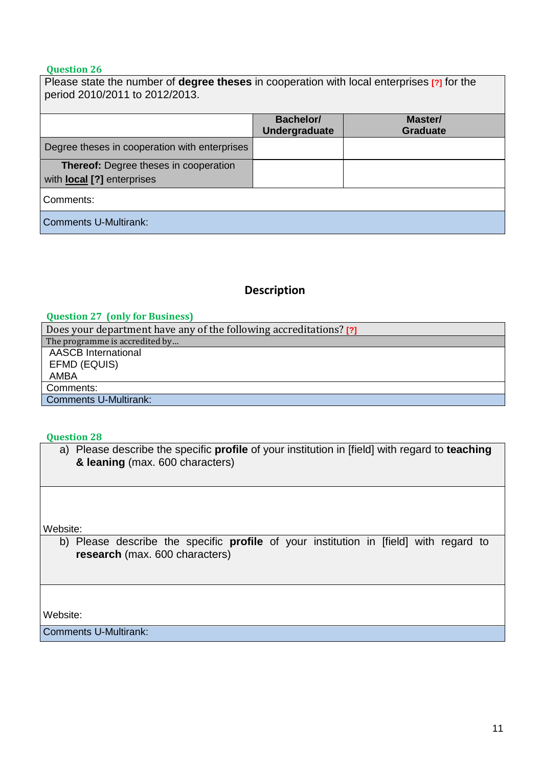**Question 26**

Please state the number of **degree theses** in cooperation with local enterprises [?] for the period 2010/2011 to 2012/2013.

| | Bachelor/ Undergraduate | Master/ Graduate |
|---|---|---|
| Degree theses in cooperation with enterprises | | |
| **Thereof:** Degree theses in cooperation with **local** **[?]** enterprises | | |

Comments:

Comments U-Multirank:

## Description

**Question 27 (only for Business)**

Does your department have any of the following accreditations? [?]

The programme is accredited by…

AASCB International
EFMD (EQUIS)
AMBA

Comments:

Comments U-Multirank:

**Question 28**

a) Please describe the specific **profile** of your institution in [field] with regard to **teaching & leaning** (max. 600 characters)

Website:

b) Please describe the specific **profile** of your institution in [field] with regard to **research** (max. 600 characters)

Website:

Comments U-Multirank: